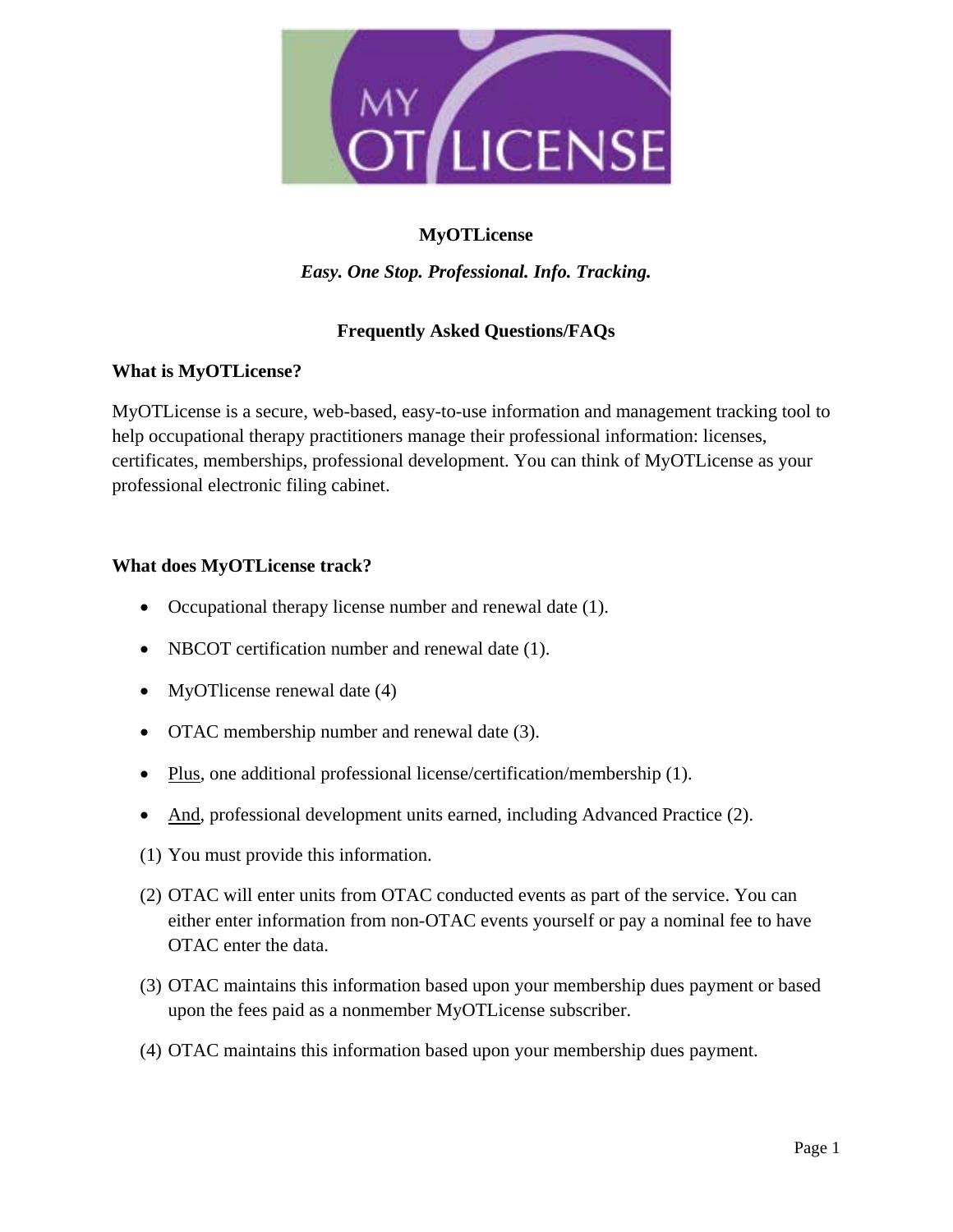# MyOTLicense

***Easy. One Stop. Professional. Info. Tracking.***

## Frequently Asked Questions/FAQs

### What is MyOTLicense?

MyOTLicense is a secure, web-based, easy-to-use information and management tracking tool to help occupational therapy practitioners manage their professional information: licenses, certificates, memberships, professional development. You can think of MyOTLicense as your professional electronic filing cabinet.

### What does MyOTLicense track?

- Occupational therapy license number and renewal date (1).
- NBCOT certification number and renewal date (1).
- MyOTlicense renewal date (4)
- OTAC membership number and renewal date (3).
- Plus, one additional professional license/certification/membership (1).
- And, professional development units earned, including Advanced Practice (2).

(1) You must provide this information.

(2) OTAC will enter units from OTAC conducted events as part of the service. You can either enter information from non-OTAC events yourself or pay a nominal fee to have OTAC enter the data.

(3) OTAC maintains this information based upon your membership dues payment or based upon the fees paid as a nonmember MyOTLicense subscriber.

(4) OTAC maintains this information based upon your membership dues payment.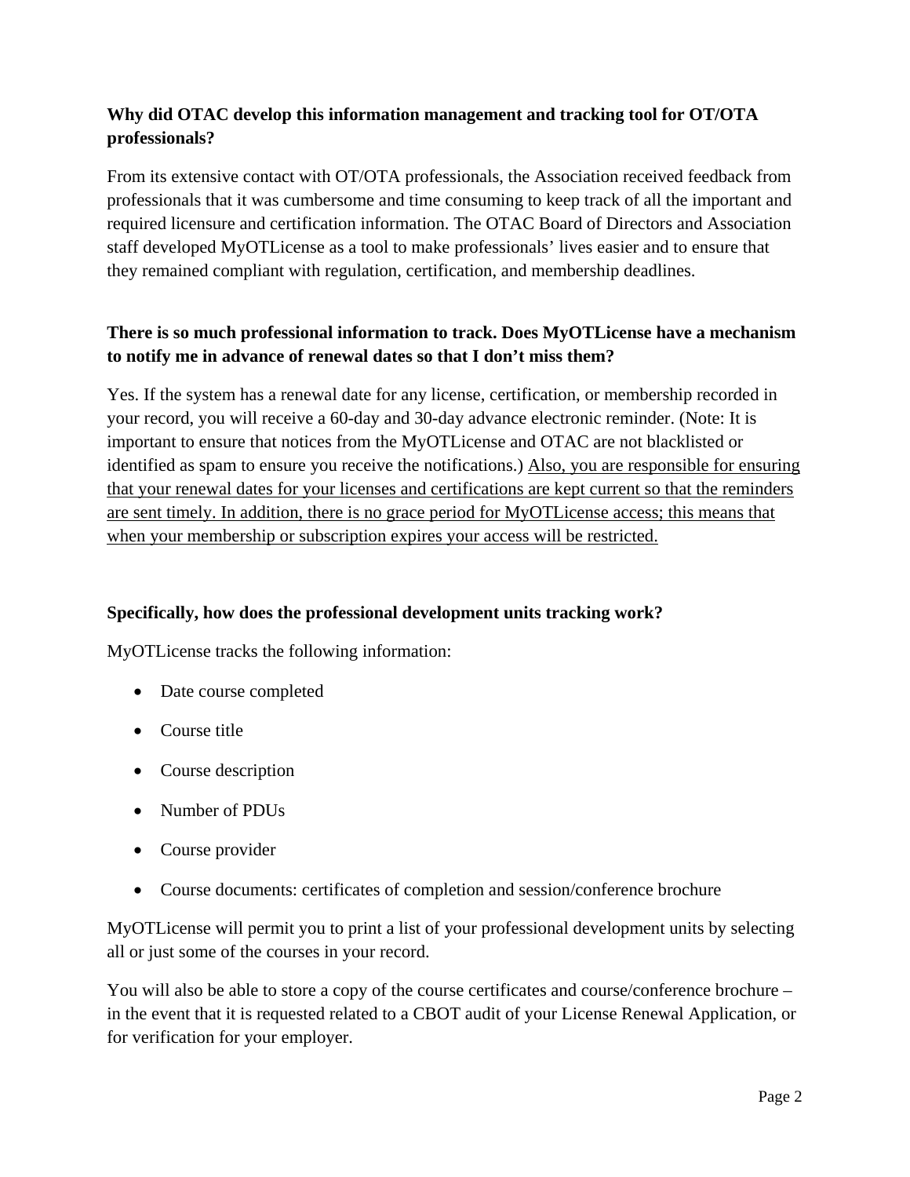**Why did OTAC develop this information management and tracking tool for OT/OTA professionals?**

From its extensive contact with OT/OTA professionals, the Association received feedback from professionals that it was cumbersome and time consuming to keep track of all the important and required licensure and certification information. The OTAC Board of Directors and Association staff developed MyOTLicense as a tool to make professionals' lives easier and to ensure that they remained compliant with regulation, certification, and membership deadlines.

**There is so much professional information to track. Does MyOTLicense have a mechanism to notify me in advance of renewal dates so that I don't miss them?**

Yes. If the system has a renewal date for any license, certification, or membership recorded in your record, you will receive a 60-day and 30-day advance electronic reminder. (Note: It is important to ensure that notices from the MyOTLicense and OTAC are not blacklisted or identified as spam to ensure you receive the notifications.) <u>Also, you are responsible for ensuring that your renewal dates for your licenses and certifications are kept current so that the reminders are sent timely. In addition, there is no grace period for MyOTLicense access; this means that when your membership or subscription expires your access will be restricted.</u>

**Specifically, how does the professional development units tracking work?**

MyOTLicense tracks the following information:

- Date course completed
- Course title
- Course description
- Number of PDUs
- Course provider
- Course documents: certificates of completion and session/conference brochure

MyOTLicense will permit you to print a list of your professional development units by selecting all or just some of the courses in your record.

You will also be able to store a copy of the course certificates and course/conference brochure – in the event that it is requested related to a CBOT audit of your License Renewal Application, or for verification for your employer.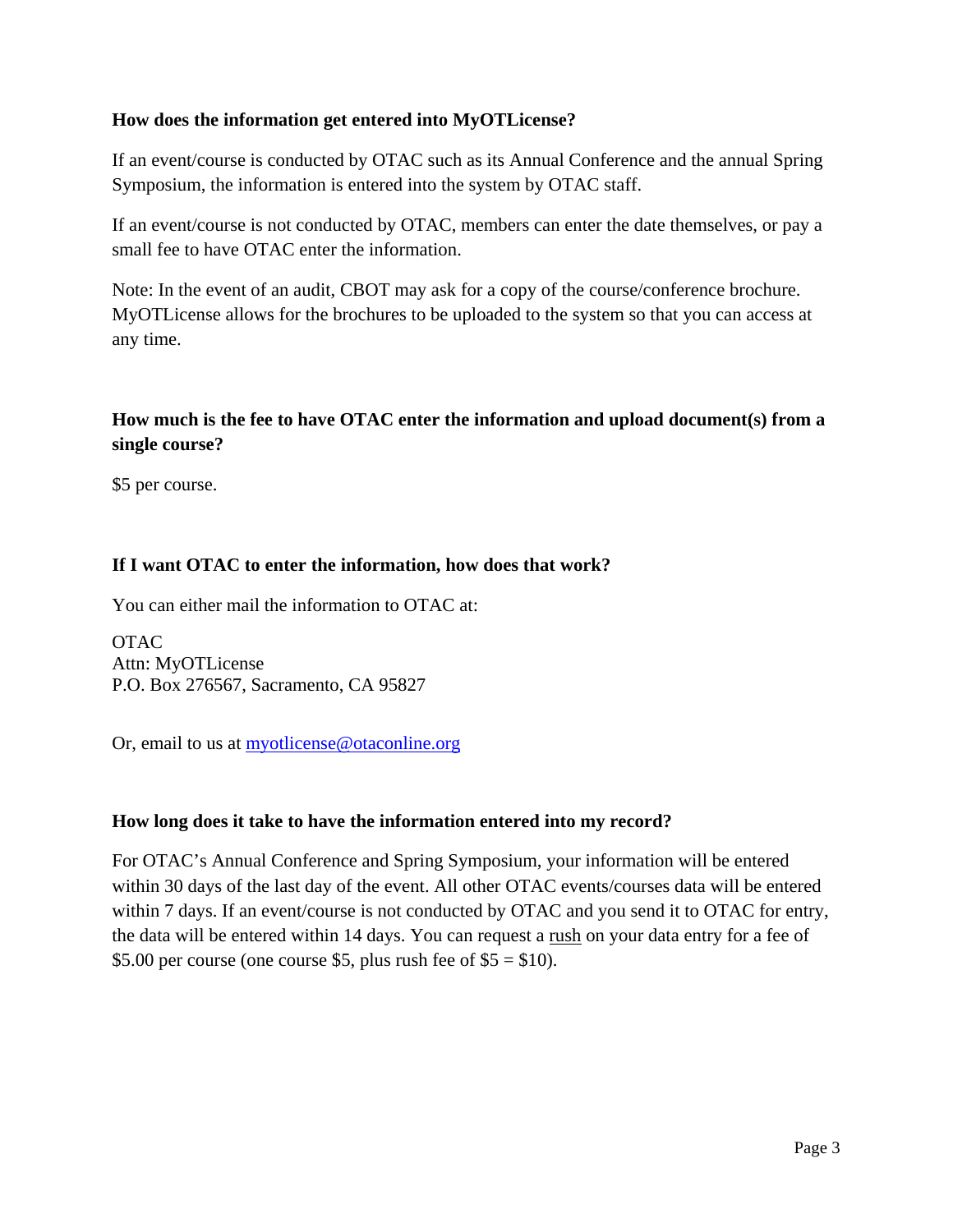**How does the information get entered into MyOTLicense?**

If an event/course is conducted by OTAC such as its Annual Conference and the annual Spring Symposium, the information is entered into the system by OTAC staff.

If an event/course is not conducted by OTAC, members can enter the date themselves, or pay a small fee to have OTAC enter the information.

Note: In the event of an audit, CBOT may ask for a copy of the course/conference brochure. MyOTLicense allows for the brochures to be uploaded to the system so that you can access at any time.

**How much is the fee to have OTAC enter the information and upload document(s) from a single course?**

$5 per course.

**If I want OTAC to enter the information, how does that work?**

You can either mail the information to OTAC at:

OTAC
Attn: MyOTLicense
P.O. Box 276567, Sacramento, CA 95827

Or, email to us at myotlicense@otaconline.org

**How long does it take to have the information entered into my record?**

For OTAC's Annual Conference and Spring Symposium, your information will be entered within 30 days of the last day of the event. All other OTAC events/courses data will be entered within 7 days. If an event/course is not conducted by OTAC and you send it to OTAC for entry, the data will be entered within 14 days. You can request a <u>rush</u> on your data entry for a fee of $5.00 per course (one course $5, plus rush fee of $5 = $10).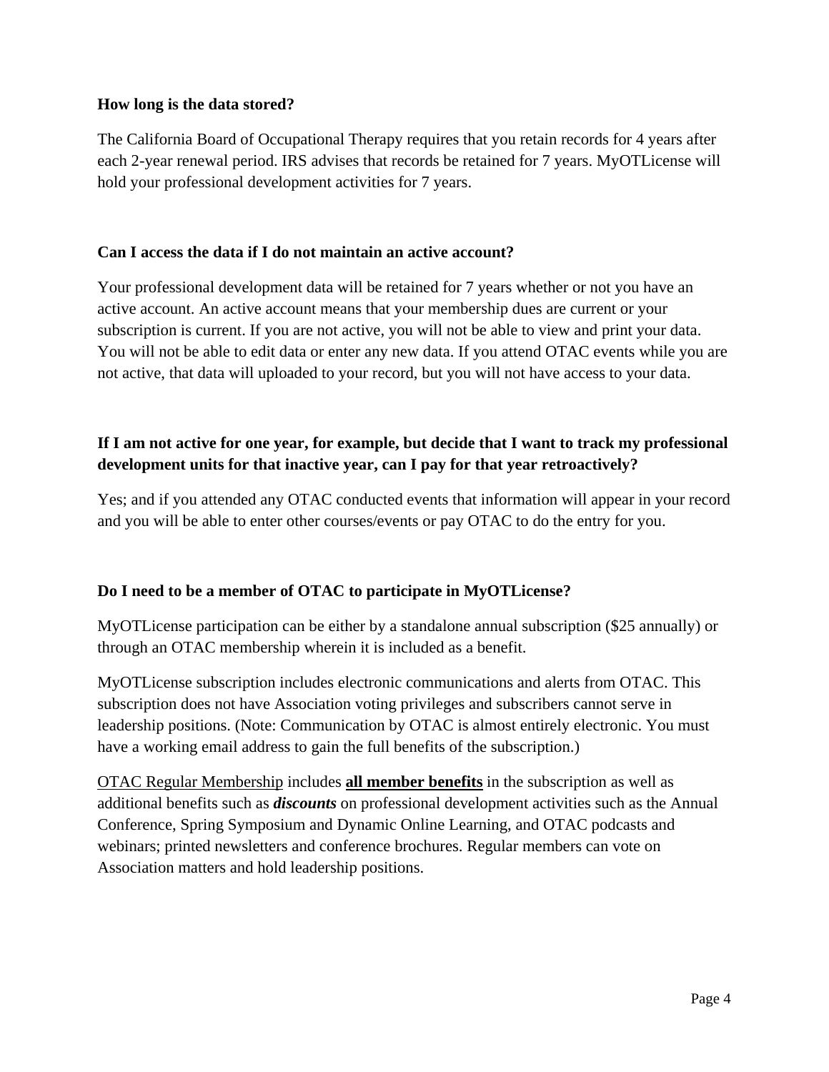**How long is the data stored?**

The California Board of Occupational Therapy requires that you retain records for 4 years after each 2-year renewal period. IRS advises that records be retained for 7 years. MyOTLicense will hold your professional development activities for 7 years.

**Can I access the data if I do not maintain an active account?**

Your professional development data will be retained for 7 years whether or not you have an active account. An active account means that your membership dues are current or your subscription is current. If you are not active, you will not be able to view and print your data. You will not be able to edit data or enter any new data. If you attend OTAC events while you are not active, that data will uploaded to your record, but you will not have access to your data.

**If I am not active for one year, for example, but decide that I want to track my professional development units for that inactive year, can I pay for that year retroactively?**

Yes; and if you attended any OTAC conducted events that information will appear in your record and you will be able to enter other courses/events or pay OTAC to do the entry for you.

**Do I need to be a member of OTAC to participate in MyOTLicense?**

MyOTLicense participation can be either by a standalone annual subscription ($25 annually) or through an OTAC membership wherein it is included as a benefit.

MyOTLicense subscription includes electronic communications and alerts from OTAC. This subscription does not have Association voting privileges and subscribers cannot serve in leadership positions. (Note: Communication by OTAC is almost entirely electronic. You must have a working email address to gain the full benefits of the subscription.)

OTAC Regular Membership includes **all member benefits** in the subscription as well as additional benefits such as ***discounts*** on professional development activities such as the Annual Conference, Spring Symposium and Dynamic Online Learning, and OTAC podcasts and webinars; printed newsletters and conference brochures. Regular members can vote on Association matters and hold leadership positions.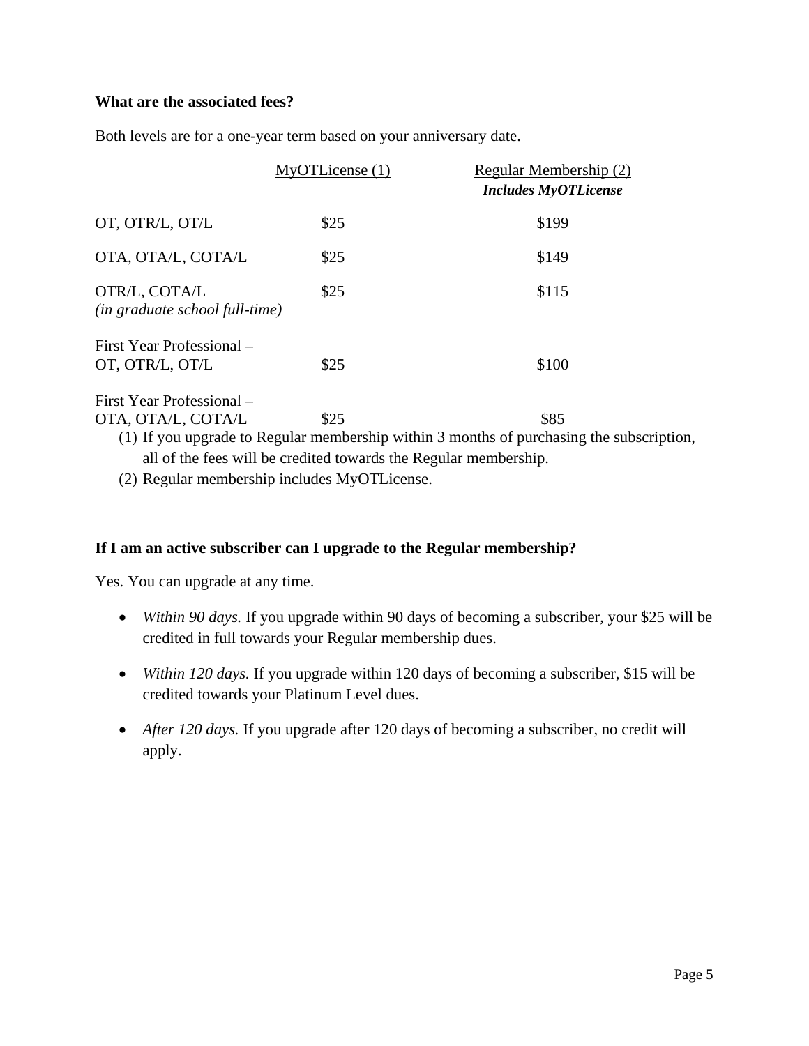**What are the associated fees?**

Both levels are for a one-year term based on your anniversary date.

| | MyOTLicense (1) | Regular Membership (2) ***Includes MyOTLicense*** |
|---|---|---|
| OT, OTR/L, OT/L | $25 | $199 |
| OTA, OTA/L, COTA/L | $25 | $149 |
| OTR/L, COTA/L *(in graduate school full-time)* | $25 | $115 |
| First Year Professional – OT, OTR/L, OT/L | $25 | $100 |
| First Year Professional – OTA, OTA/L, COTA/L | $25 | $85 |

(1) If you upgrade to Regular membership within 3 months of purchasing the subscription, all of the fees will be credited towards the Regular membership.

(2) Regular membership includes MyOTLicense.

**If I am an active subscriber can I upgrade to the Regular membership?**

Yes. You can upgrade at any time.

- *Within 90 days.* If you upgrade within 90 days of becoming a subscriber, your $25 will be credited in full towards your Regular membership dues.
- *Within 120 days.* If you upgrade within 120 days of becoming a subscriber, $15 will be credited towards your Platinum Level dues.
- *After 120 days.* If you upgrade after 120 days of becoming a subscriber, no credit will apply.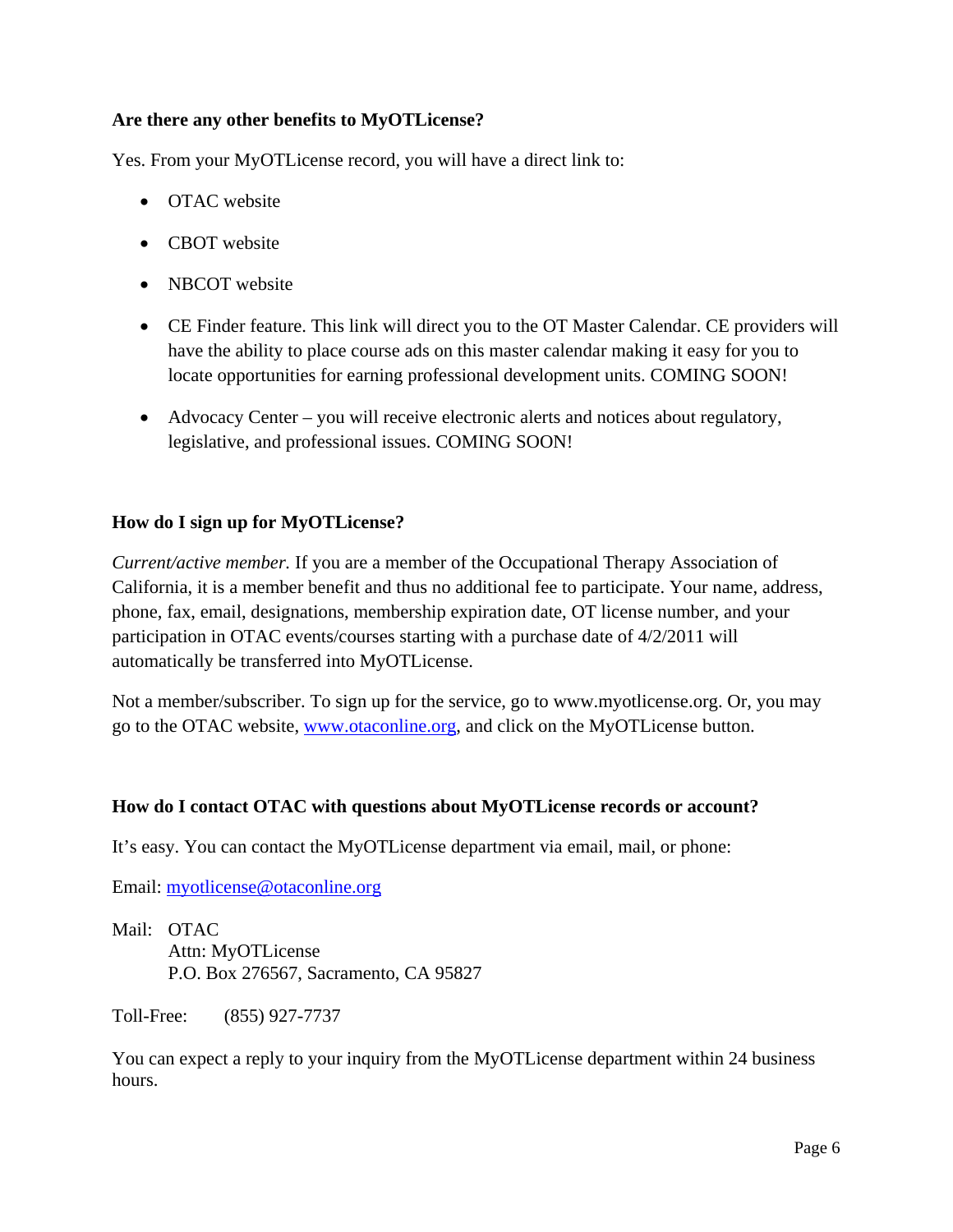**Are there any other benefits to MyOTLicense?**

Yes. From your MyOTLicense record, you will have a direct link to:

- OTAC website
- CBOT website
- NBCOT website
- CE Finder feature. This link will direct you to the OT Master Calendar. CE providers will have the ability to place course ads on this master calendar making it easy for you to locate opportunities for earning professional development units. COMING SOON!
- Advocacy Center – you will receive electronic alerts and notices about regulatory, legislative, and professional issues. COMING SOON!

**How do I sign up for MyOTLicense?**

*Current/active member.* If you are a member of the Occupational Therapy Association of California, it is a member benefit and thus no additional fee to participate. Your name, address, phone, fax, email, designations, membership expiration date, OT license number, and your participation in OTAC events/courses starting with a purchase date of 4/2/2011 will automatically be transferred into MyOTLicense.

Not a member/subscriber. To sign up for the service, go to www.myotlicense.org. Or, you may go to the OTAC website, www.otaconline.org, and click on the MyOTLicense button.

**How do I contact OTAC with questions about MyOTLicense records or account?**

It's easy. You can contact the MyOTLicense department via email, mail, or phone:

Email: myotlicense@otaconline.org

Mail: OTAC
Attn: MyOTLicense
P.O. Box 276567, Sacramento, CA 95827

Toll-Free: (855) 927-7737

You can expect a reply to your inquiry from the MyOTLicense department within 24 business hours.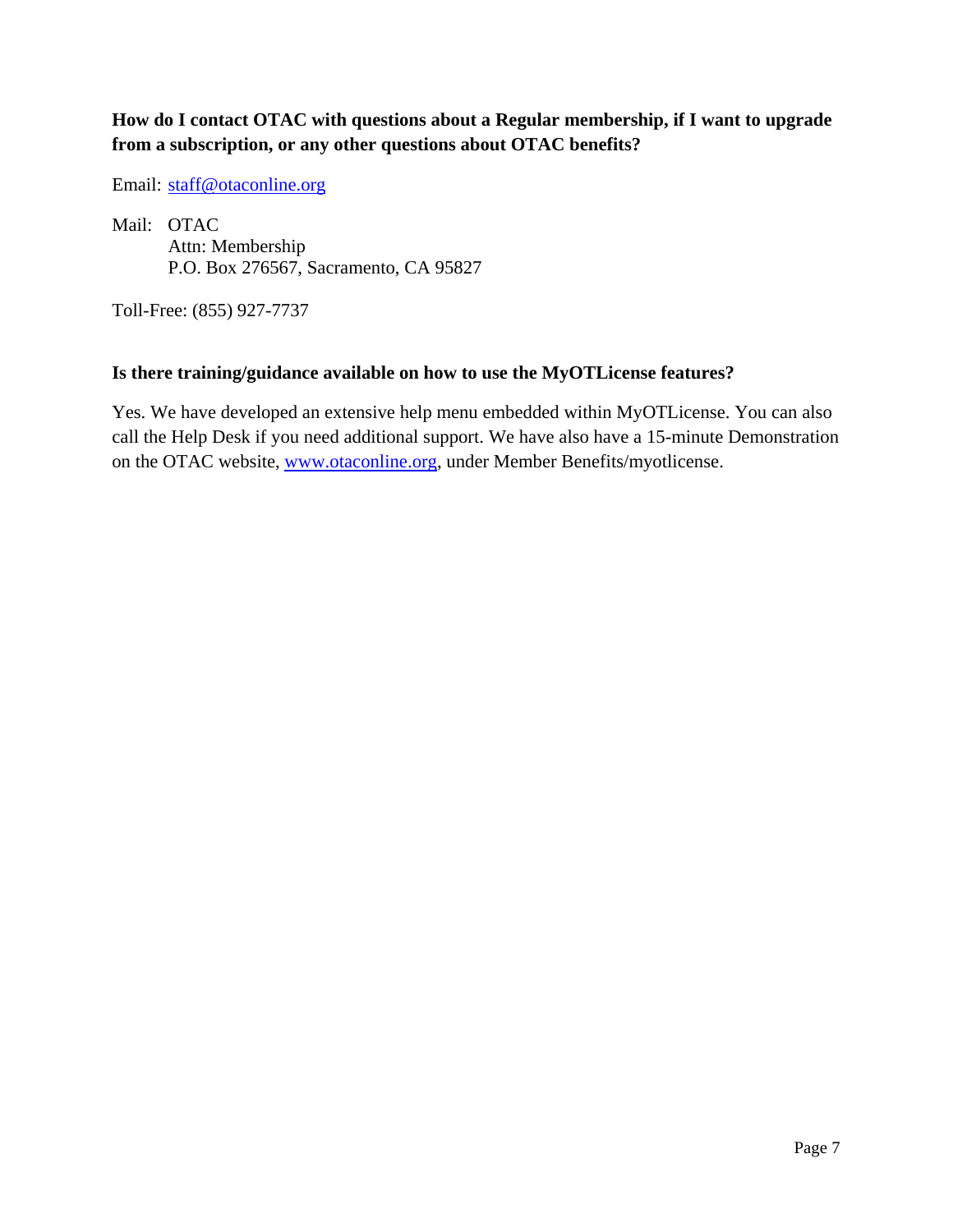**How do I contact OTAC with questions about a Regular membership, if I want to upgrade from a subscription, or any other questions about OTAC benefits?**

Email: staff@otaconline.org

Mail: OTAC
Attn: Membership
P.O. Box 276567, Sacramento, CA 95827

Toll-Free: (855) 927-7737

**Is there training/guidance available on how to use the MyOTLicense features?**

Yes. We have developed an extensive help menu embedded within MyOTLicense. You can also call the Help Desk if you need additional support. We have also have a 15-minute Demonstration on the OTAC website, www.otaconline.org, under Member Benefits/myotlicense.